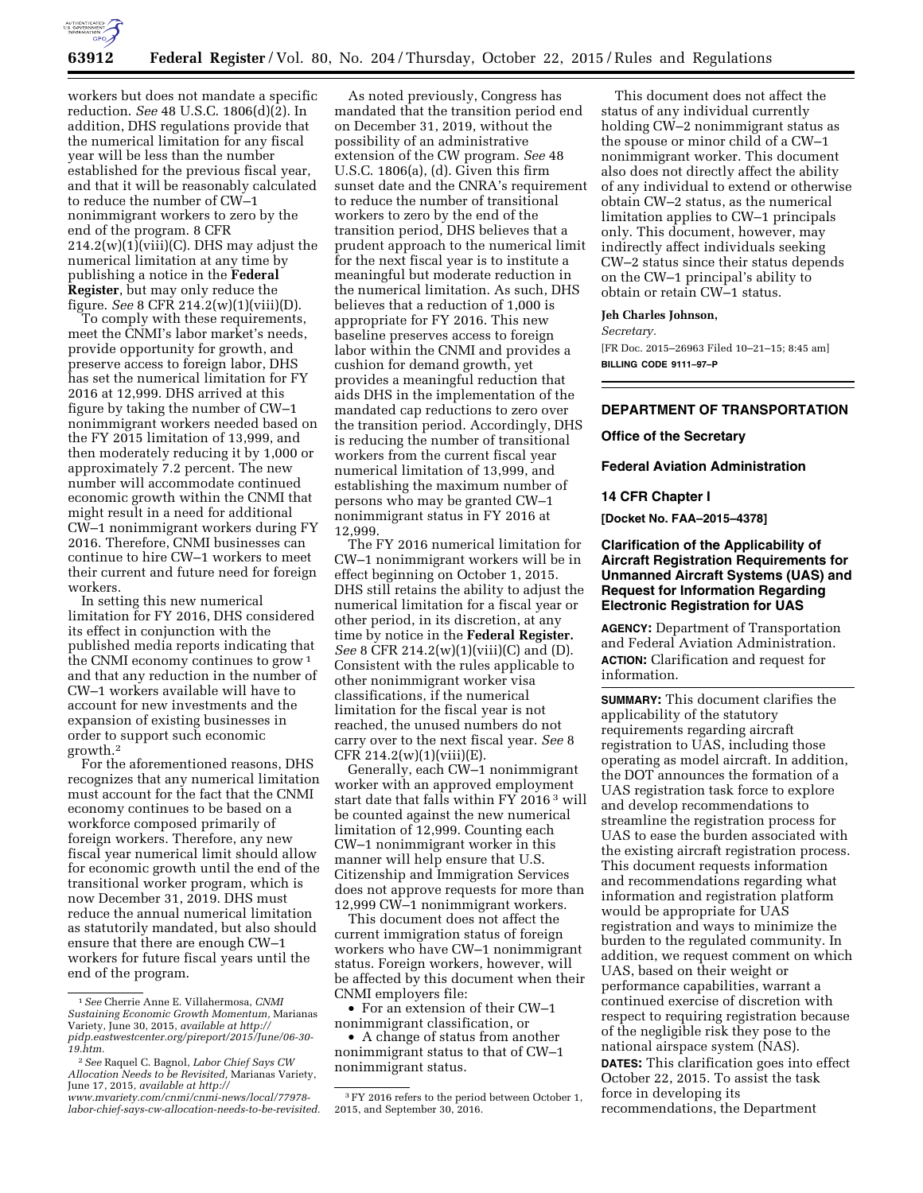workers but does not mandate a specific reduction. *See* 48 U.S.C. 1806(d)(2). In addition, DHS regulations provide that the numerical limitation for any fiscal year will be less than the number established for the previous fiscal year, and that it will be reasonably calculated to reduce the number of CW–1 nonimmigrant workers to zero by the end of the program. 8 CFR 214.2(w)(1)(viii)(C). DHS may adjust the numerical limitation at any time by publishing a notice in the **Federal Register**, but may only reduce the figure. *See* 8 CFR 214.2(w)(1)(viii)(D).

To comply with these requirements, meet the CNMI's labor market's needs, provide opportunity for growth, and preserve access to foreign labor, DHS has set the numerical limitation for FY 2016 at 12,999. DHS arrived at this figure by taking the number of CW–1 nonimmigrant workers needed based on the FY 2015 limitation of 13,999, and then moderately reducing it by 1,000 or approximately 7.2 percent. The new number will accommodate continued economic growth within the CNMI that might result in a need for additional CW–1 nonimmigrant workers during FY 2016. Therefore, CNMI businesses can continue to hire CW–1 workers to meet their current and future need for foreign workers.

In setting this new numerical limitation for FY 2016, DHS considered its effect in conjunction with the published media reports indicating that the CNMI economy continues to grow [1] and that any reduction in the number of CW–1 workers available will have to account for new investments and the expansion of existing businesses in order to support such economic growth.[2]

For the aforementioned reasons, DHS recognizes that any numerical limitation must account for the fact that the CNMI economy continues to be based on a workforce composed primarily of foreign workers. Therefore, any new fiscal year numerical limit should allow for economic growth until the end of the transitional worker program, which is now December 31, 2019. DHS must reduce the annual numerical limitation as statutorily mandated, but also should ensure that there are enough CW–1 workers for future fiscal years until the end of the program.

As noted previously, Congress has mandated that the transition period end on December 31, 2019, without the possibility of an administrative extension of the CW program. *See* 48 U.S.C. 1806(a), (d). Given this firm sunset date and the CNRA's requirement to reduce the number of transitional workers to zero by the end of the transition period, DHS believes that a prudent approach to the numerical limit for the next fiscal year is to institute a meaningful but moderate reduction in the numerical limitation. As such, DHS believes that a reduction of 1,000 is appropriate for FY 2016. This new baseline preserves access to foreign labor within the CNMI and provides a cushion for demand growth, yet provides a meaningful reduction that aids DHS in the implementation of the mandated cap reductions to zero over the transition period. Accordingly, DHS is reducing the number of transitional workers from the current fiscal year numerical limitation of 13,999, and establishing the maximum number of persons who may be granted CW–1 nonimmigrant status in FY 2016 at 12,999.

The FY 2016 numerical limitation for CW–1 nonimmigrant workers will be in effect beginning on October 1, 2015. DHS still retains the ability to adjust the numerical limitation for a fiscal year or other period, in its discretion, at any time by notice in the **Federal Register.** *See* 8 CFR 214.2(w)(1)(viii)(C) and (D). Consistent with the rules applicable to other nonimmigrant worker visa classifications, if the numerical limitation for the fiscal year is not reached, the unused numbers do not carry over to the next fiscal year. *See* 8 CFR 214.2(w)(1)(viii)(E).

Generally, each CW–1 nonimmigrant worker with an approved employment start date that falls within FY 2016 [3] will be counted against the new numerical limitation of 12,999. Counting each CW–1 nonimmigrant worker in this manner will help ensure that U.S. Citizenship and Immigration Services does not approve requests for more than 12,999 CW–1 nonimmigrant workers.

This document does not affect the current immigration status of foreign workers who have CW–1 nonimmigrant status. Foreign workers, however, will be affected by this document when their CNMI employers file:

- For an extension of their CW–1 nonimmigrant classification, or
- A change of status from another nonimmigrant status to that of CW–1 nonimmigrant status.

This document does not affect the status of any individual currently holding CW–2 nonimmigrant status as the spouse or minor child of a CW–1 nonimmigrant worker. This document also does not directly affect the ability of any individual to extend or otherwise obtain CW–2 status, as the numerical limitation applies to CW–1 principals only. This document, however, may indirectly affect individuals seeking CW–2 status since their status depends on the CW–1 principal's ability to obtain or retain CW–1 status.

**Jeh Charles Johnson,**

*Secretary.*

[FR Doc. 2015–26963 Filed 10–21–15; 8:45 am]

**BILLING CODE 9111–97–P**

---

[1] *See* Cherrie Anne E. Villahermosa, *CNMI Sustaining Economic Growth Momentum,* Marianas Variety, June 30, 2015, *available at http://pidp.eastwestcenter.org/pireport/2015/June/06-30-19.htm.*

[2] *See* Raquel C. Bagnol, *Labor Chief Says CW Allocation Needs to be Revisited,* Marianas Variety, June 17, 2015, *available at http://www.mvariety.com/cnmi/cnmi-news/local/77978-labor-chief-says-cw-allocation-needs-to-be-revisited.*

[3] FY 2016 refers to the period between October 1, 2015, and September 30, 2016.

---

## DEPARTMENT OF TRANSPORTATION

### Office of the Secretary

### Federal Aviation Administration

### 14 CFR Chapter I

**[Docket No. FAA–2015–4378]**

### Clarification of the Applicability of Aircraft Registration Requirements for Unmanned Aircraft Systems (UAS) and Request for Information Regarding Electronic Registration for UAS

**AGENCY:** Department of Transportation and Federal Aviation Administration.

**ACTION:** Clarification and request for information.

**SUMMARY:** This document clarifies the applicability of the statutory requirements regarding aircraft registration to UAS, including those operating as model aircraft. In addition, the DOT announces the formation of a UAS registration task force to explore and develop recommendations to streamline the registration process for UAS to ease the burden associated with the existing aircraft registration process. This document requests information and recommendations regarding what information and registration platform would be appropriate for UAS registration and ways to minimize the burden to the regulated community. In addition, we request comment on which UAS, based on their weight or performance capabilities, warrant a continued exercise of discretion with respect to requiring registration because of the negligible risk they pose to the national airspace system (NAS).

**DATES:** This clarification goes into effect October 22, 2015. To assist the task force in developing its recommendations, the Department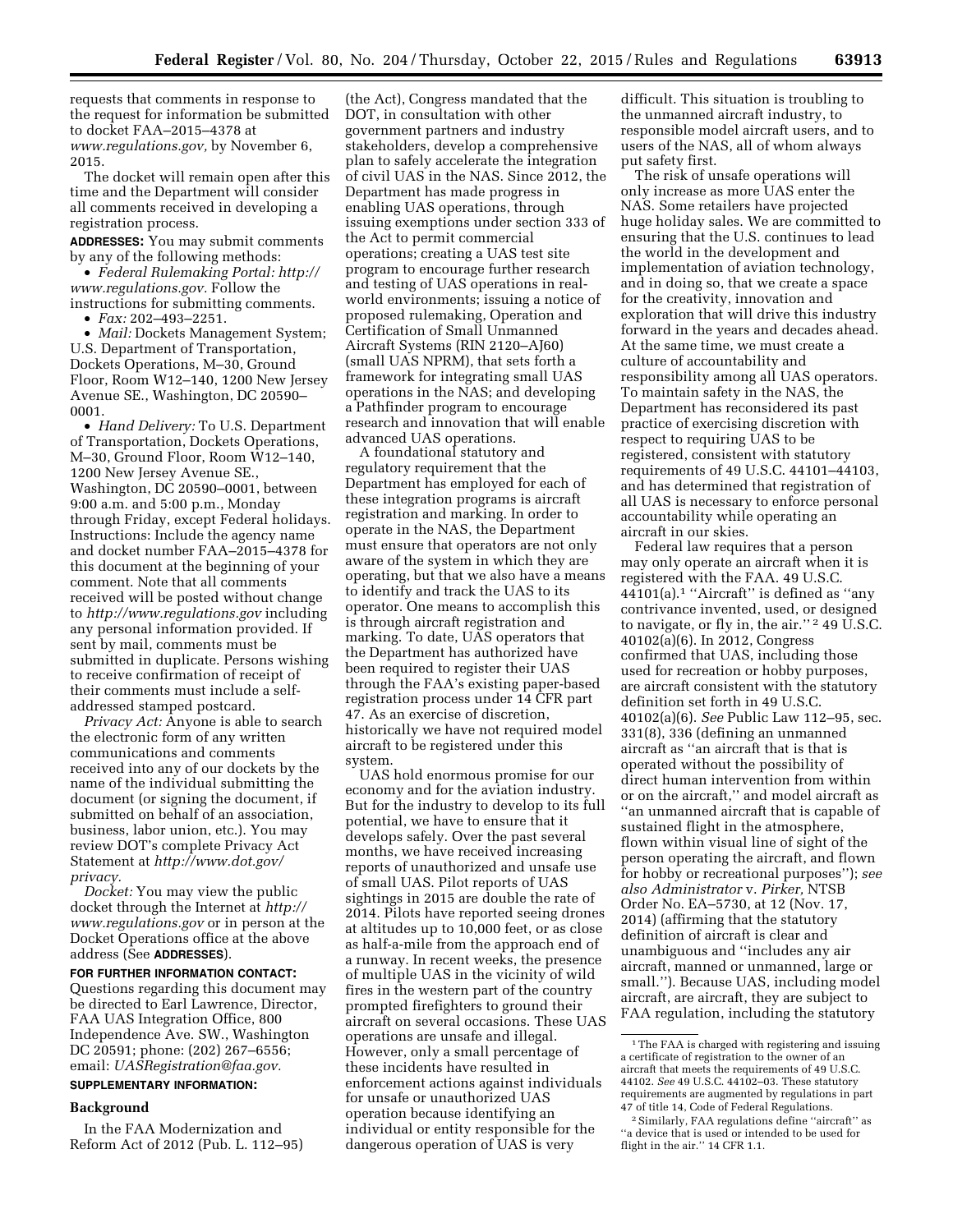requests that comments in response to the request for information be submitted to docket FAA–2015–4378 at *www.regulations.gov,* by November 6, 2015.

The docket will remain open after this time and the Department will consider all comments received in developing a registration process.

**ADDRESSES:** You may submit comments by any of the following methods:

- *Federal Rulemaking Portal: http://www.regulations.gov.* Follow the instructions for submitting comments.
- *Fax:* 202–493–2251.
- *Mail:* Dockets Management System; U.S. Department of Transportation, Dockets Operations, M–30, Ground Floor, Room W12–140, 1200 New Jersey Avenue SE., Washington, DC 20590–0001.
- *Hand Delivery:* To U.S. Department of Transportation, Dockets Operations, M–30, Ground Floor, Room W12–140, 1200 New Jersey Avenue SE., Washington, DC 20590–0001, between 9:00 a.m. and 5:00 p.m., Monday through Friday, except Federal holidays.

Instructions: Include the agency name and docket number FAA–2015–4378 for this document at the beginning of your comment. Note that all comments received will be posted without change to *http://www.regulations.gov* including any personal information provided. If sent by mail, comments must be submitted in duplicate. Persons wishing to receive confirmation of receipt of their comments must include a self-addressed stamped postcard.

*Privacy Act:* Anyone is able to search the electronic form of any written communications and comments received into any of our dockets by the name of the individual submitting the document (or signing the document, if submitted on behalf of an association, business, labor union, etc.). You may review DOT's complete Privacy Act Statement at *http://www.dot.gov/privacy.*

*Docket:* You may view the public docket through the Internet at *http://www.regulations.gov* or in person at the Docket Operations office at the above address (See **ADDRESSES**).

**FOR FURTHER INFORMATION CONTACT:** Questions regarding this document may be directed to Earl Lawrence, Director, FAA UAS Integration Office, 800 Independence Ave. SW., Washington DC 20591; phone: (202) 267–6556; email: *UASRegistration@faa.gov.*

**SUPPLEMENTARY INFORMATION:**

## Background

In the FAA Modernization and Reform Act of 2012 (Pub. L. 112–95) (the Act), Congress mandated that the DOT, in consultation with other government partners and industry stakeholders, develop a comprehensive plan to safely accelerate the integration of civil UAS in the NAS. Since 2012, the Department has made progress in enabling UAS operations, through issuing exemptions under section 333 of the Act to permit commercial operations; creating a UAS test site program to encourage further research and testing of UAS operations in real-world environments; issuing a notice of proposed rulemaking, Operation and Certification of Small Unmanned Aircraft Systems (RIN 2120–AJ60) (small UAS NPRM), that sets forth a framework for integrating small UAS operations in the NAS; and developing a Pathfinder program to encourage research and innovation that will enable advanced UAS operations.

A foundational statutory and regulatory requirement that the Department has employed for each of these integration programs is aircraft registration and marking. In order to operate in the NAS, the Department must ensure that operators are not only aware of the system in which they are operating, but that we also have a means to identify and track the UAS to its operator. One means to accomplish this is through aircraft registration and marking. To date, UAS operators that the Department has authorized have been required to register their UAS through the FAA's existing paper-based registration process under 14 CFR part 47. As an exercise of discretion, historically we have not required model aircraft to be registered under this system.

UAS hold enormous promise for our economy and for the aviation industry. But for the industry to develop to its full potential, we have to ensure that it develops safely. Over the past several months, we have received increasing reports of unauthorized and unsafe use of small UAS. Pilot reports of UAS sightings in 2015 are double the rate of 2014. Pilots have reported seeing drones at altitudes up to 10,000 feet, or as close as half-a-mile from the approach end of a runway. In recent weeks, the presence of multiple UAS in the vicinity of wild fires in the western part of the country prompted firefighters to ground their aircraft on several occasions. These UAS operations are unsafe and illegal. However, only a small percentage of these incidents have resulted in enforcement actions against individuals for unsafe or unauthorized UAS operation because identifying an individual or entity responsible for the dangerous operation of UAS is very difficult. This situation is troubling to the unmanned aircraft industry, to responsible model aircraft users, and to users of the NAS, all of whom always put safety first.

The risk of unsafe operations will only increase as more UAS enter the NAS. Some retailers have projected huge holiday sales. We are committed to ensuring that the U.S. continues to lead the world in the development and implementation of aviation technology, and in doing so, that we create a space for the creativity, innovation and exploration that will drive this industry forward in the years and decades ahead. At the same time, we must create a culture of accountability and responsibility among all UAS operators. To maintain safety in the NAS, the Department has reconsidered its past practice of exercising discretion with respect to requiring UAS to be registered, consistent with statutory requirements of 49 U.S.C. 44101–44103, and has determined that registration of all UAS is necessary to enforce personal accountability while operating an aircraft in our skies.

Federal law requires that a person may only operate an aircraft when it is registered with the FAA. 49 U.S.C. 44101(a).[1] "Aircraft" is defined as "any contrivance invented, used, or designed to navigate, or fly in, the air." [2] 49 U.S.C. 40102(a)(6). In 2012, Congress confirmed that UAS, including those used for recreation or hobby purposes, are aircraft consistent with the statutory definition set forth in 49 U.S.C. 40102(a)(6). *See* Public Law 112–95, sec. 331(8), 336 (defining an unmanned aircraft as "an aircraft that is that is operated without the possibility of direct human intervention from within or on the aircraft," and model aircraft as "an unmanned aircraft that is capable of sustained flight in the atmosphere, flown within visual line of sight of the person operating the aircraft, and flown for hobby or recreational purposes"); *see also Administrator* v. *Pirker,* NTSB Order No. EA–5730, at 12 (Nov. 17, 2014) (affirming that the statutory definition of aircraft is clear and unambiguous and "includes any air aircraft, manned or unmanned, large or small."). Because UAS, including model aircraft, are aircraft, they are subject to FAA regulation, including the statutory

---

[1] The FAA is charged with registering and issuing a certificate of registration to the owner of an aircraft that meets the requirements of 49 U.S.C. 44102. *See* 49 U.S.C. 44102–03. These statutory requirements are augmented by regulations in part 47 of title 14, Code of Federal Regulations.

[2] Similarly, FAA regulations define "aircraft" as "a device that is used or intended to be used for flight in the air." 14 CFR 1.1.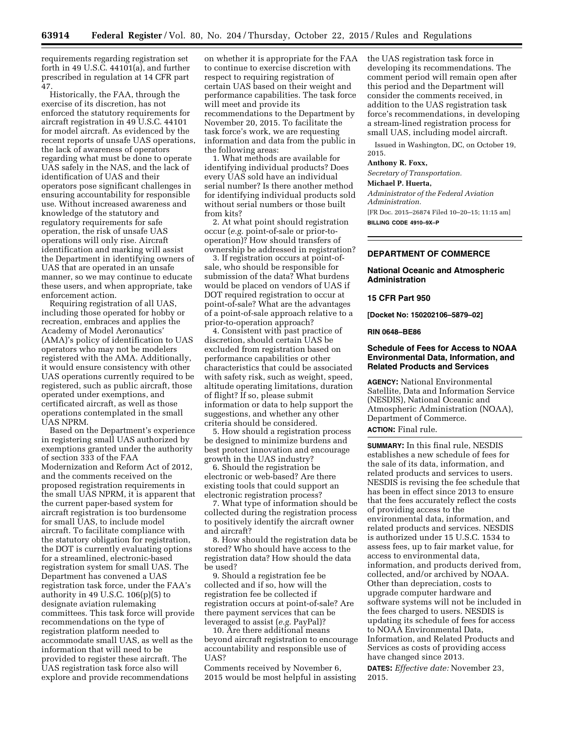requirements regarding registration set forth in 49 U.S.C. 44101(a), and further prescribed in regulation at 14 CFR part 47.

Historically, the FAA, through the exercise of its discretion, has not enforced the statutory requirements for aircraft registration in 49 U.S.C. 44101 for model aircraft. As evidenced by the recent reports of unsafe UAS operations, the lack of awareness of operators regarding what must be done to operate UAS safely in the NAS, and the lack of identification of UAS and their operators pose significant challenges in ensuring accountability for responsible use. Without increased awareness and knowledge of the statutory and regulatory requirements for safe operation, the risk of unsafe UAS operations will only rise. Aircraft identification and marking will assist the Department in identifying owners of UAS that are operated in an unsafe manner, so we may continue to educate these users, and when appropriate, take enforcement action.

Requiring registration of all UAS, including those operated for hobby or recreation, embraces and applies the Academy of Model Aeronautics' (AMA)'s policy of identification to UAS operators who may not be modelers registered with the AMA. Additionally, it would ensure consistency with other UAS operations currently required to be registered, such as public aircraft, those operated under exemptions, and certificated aircraft, as well as those operations contemplated in the small UAS NPRM.

Based on the Department's experience in registering small UAS authorized by exemptions granted under the authority of section 333 of the FAA Modernization and Reform Act of 2012, and the comments received on the proposed registration requirements in the small UAS NPRM, it is apparent that the current paper-based system for aircraft registration is too burdensome for small UAS, to include model aircraft. To facilitate compliance with the statutory obligation for registration, the DOT is currently evaluating options for a streamlined, electronic-based registration system for small UAS. The Department has convened a UAS registration task force, under the FAA's authority in 49 U.S.C. 106(p)(5) to designate aviation rulemaking committees. This task force will provide recommendations on the type of registration platform needed to accommodate small UAS, as well as the information that will need to be provided to register these aircraft. The UAS registration task force also will explore and provide recommendations on whether it is appropriate for the FAA to continue to exercise discretion with respect to requiring registration of certain UAS based on their weight and performance capabilities. The task force will meet and provide its recommendations to the Department by November 20, 2015. To facilitate the task force's work, we are requesting information and data from the public in the following areas:

1. What methods are available for identifying individual products? Does every UAS sold have an individual serial number? Is there another method for identifying individual products sold without serial numbers or those built from kits?

2. At what point should registration occur (*e.g.* point-of-sale or prior-to-operation)? How should transfers of ownership be addressed in registration?

3. If registration occurs at point-of-sale, who should be responsible for submission of the data? What burdens would be placed on vendors of UAS if DOT required registration to occur at point-of-sale? What are the advantages of a point-of-sale approach relative to a prior-to-operation approach?

4. Consistent with past practice of discretion, should certain UAS be excluded from registration based on performance capabilities or other characteristics that could be associated with safety risk, such as weight, speed, altitude operating limitations, duration of flight? If so, please submit information or data to help support the suggestions, and whether any other criteria should be considered.

5. How should a registration process be designed to minimize burdens and best protect innovation and encourage growth in the UAS industry?

6. Should the registration be electronic or web-based? Are there existing tools that could support an electronic registration process?

7. What type of information should be collected during the registration process to positively identify the aircraft owner and aircraft?

8. How should the registration data be stored? Who should have access to the registration data? How should the data be used?

9. Should a registration fee be collected and if so, how will the registration fee be collected if registration occurs at point-of-sale? Are there payment services that can be leveraged to assist (*e.g.* PayPal)?

10. Are there additional means beyond aircraft registration to encourage accountability and responsible use of UAS?

Comments received by November 6, 2015 would be most helpful in assisting the UAS registration task force in developing its recommendations. The comment period will remain open after this period and the Department will consider the comments received, in addition to the UAS registration task force's recommendations, in developing a stream-lined registration process for small UAS, including model aircraft.

Issued in Washington, DC, on October 19, 2015.

**Anthony R. Foxx,**

*Secretary of Transportation.*

**Michael P. Huerta,**

*Administrator of the Federal Aviation Administration.*

[FR Doc. 2015–26874 Filed 10–20–15; 11:15 am]

**BILLING CODE 4910–9X–P**

---

## DEPARTMENT OF COMMERCE

### National Oceanic and Atmospheric Administration

### 15 CFR Part 950

**[Docket No: 150202106–5879–02]**

**RIN 0648–BE86**

### Schedule of Fees for Access to NOAA Environmental Data, Information, and Related Products and Services

**AGENCY:** National Environmental Satellite, Data and Information Service (NESDIS), National Oceanic and Atmospheric Administration (NOAA), Department of Commerce.

**ACTION:** Final rule.

**SUMMARY:** In this final rule, NESDIS establishes a new schedule of fees for the sale of its data, information, and related products and services to users. NESDIS is revising the fee schedule that has been in effect since 2013 to ensure that the fees accurately reflect the costs of providing access to the environmental data, information, and related products and services. NESDIS is authorized under 15 U.S.C. 1534 to assess fees, up to fair market value, for access to environmental data, information, and products derived from, collected, and/or archived by NOAA. Other than depreciation, costs to upgrade computer hardware and software systems will not be included in the fees charged to users. NESDIS is updating its schedule of fees for access to NOAA Environmental Data, Information, and Related Products and Services as costs of providing access have changed since 2013.

**DATES:** *Effective date:* November 23, 2015.